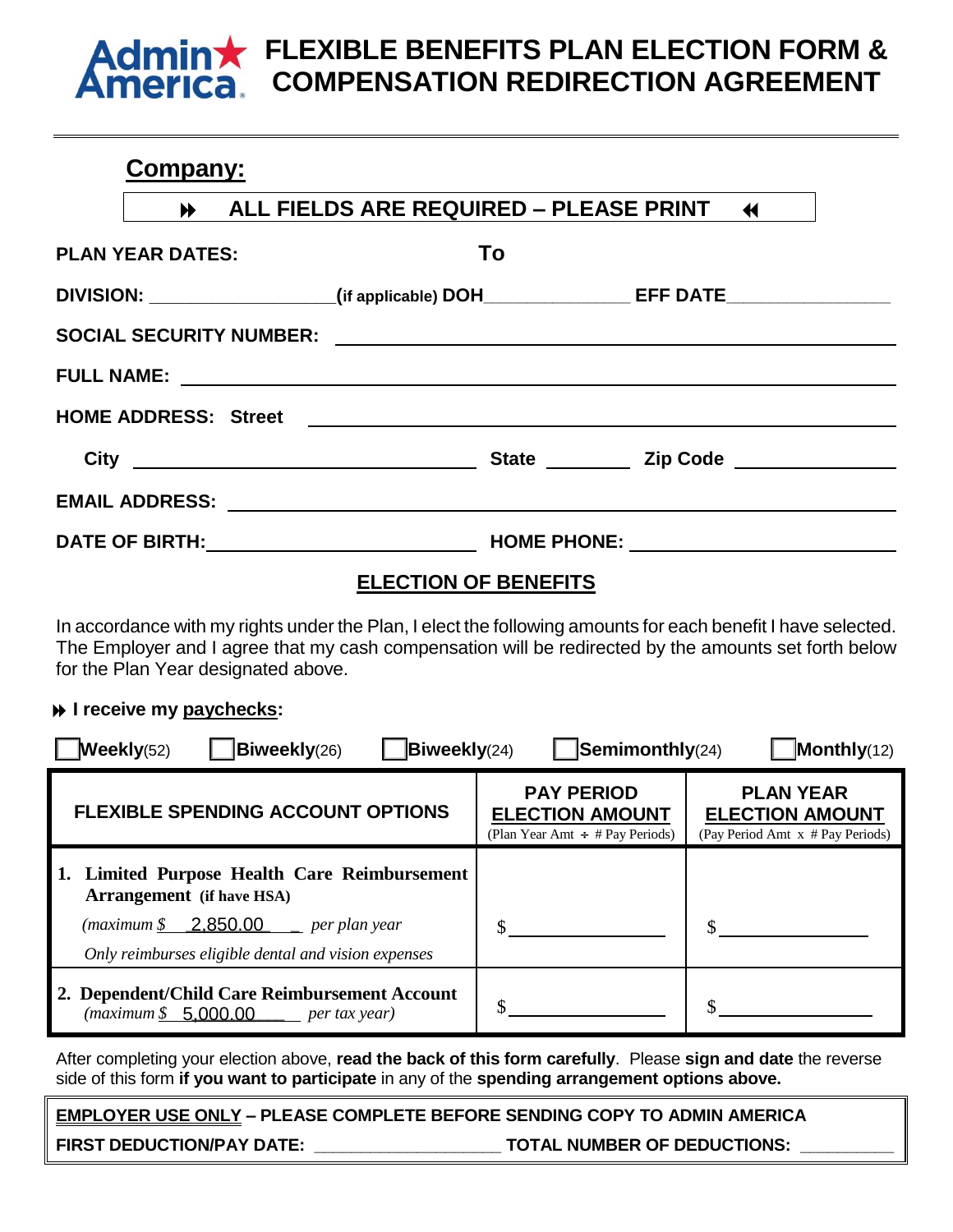# FLEXIBLE BENEFITS PLAN ELECTION FORM & COMPENSATION REDIRECTION AGREEMENT

**Company:**

**⏩ ALL FIELDS ARE REQUIRED – PLEASE PRINT ⏪**

**PLAN YEAR DATES:** To

**DIVISION:** ________________(if applicable) **DOH**______________ **EFF DATE**________________

**SOCIAL SECURITY NUMBER:** ______________________________________________

**FULL NAME:** ______________________________________________

**HOME ADDRESS: Street** ______________________________________________

**City** ______________________ **State** ________ **Zip Code** ______________

**EMAIL ADDRESS:** ______________________________________________

**DATE OF BIRTH:** ______________________ **HOME PHONE:** ______________________

## ELECTION OF BENEFITS

In accordance with my rights under the Plan, I elect the following amounts for each benefit I have selected. The Employer and I agree that my cash compensation will be redirected by the amounts set forth below for the Plan Year designated above.

**⏩ I receive my paychecks:**

☐ **Weekly**(52) ☐ **Biweekly**(26) ☐ **Biweekly**(24) ☐ **Semimonthly**(24) ☐ **Monthly**(12)

| FLEXIBLE SPENDING ACCOUNT OPTIONS | PAY PERIOD ELECTION AMOUNT (Plan Year Amt ÷ # Pay Periods) | PLAN YEAR ELECTION AMOUNT (Pay Period Amt x # Pay Periods) |
|---|---|---|
| **1. Limited Purpose Health Care Reimbursement Arrangement (if have HSA)** *(maximum $ 2,850.00 per plan year* *Only reimburses eligible dental and vision expenses* | $ ____________ | $ ____________ |
| **2. Dependent/Child Care Reimbursement Account** *(maximum $ 5,000.00 per tax year)* | $ ____________ | $ ____________ |

After completing your election above, **read the back of this form carefully**. Please **sign and date** the reverse side of this form **if you want to participate** in any of the **spending arrangement options above.**

**EMPLOYER USE ONLY – PLEASE COMPLETE BEFORE SENDING COPY TO ADMIN AMERICA**

**FIRST DEDUCTION/PAY DATE:** __________________ **TOTAL NUMBER OF DEDUCTIONS:** _________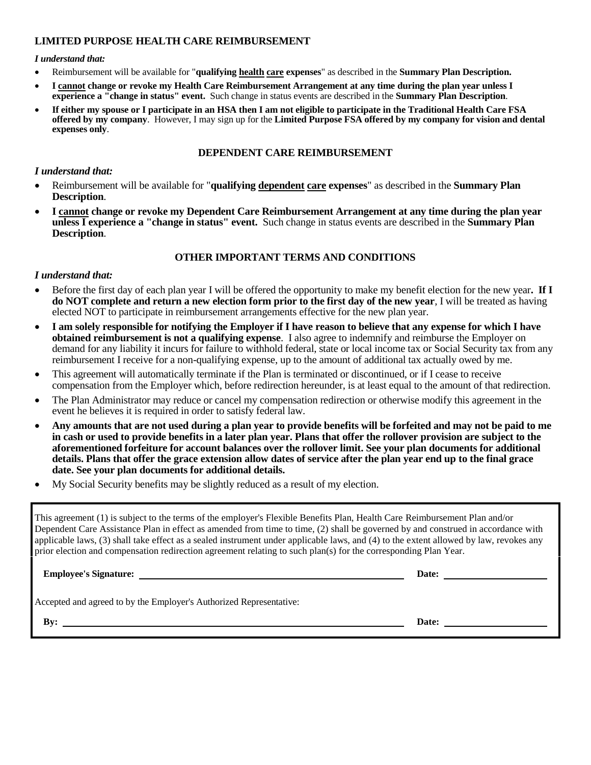## LIMITED PURPOSE HEALTH CARE REIMBURSEMENT

***I understand that:***

- Reimbursement will be available for "**qualifying health care expenses**" as described in the **Summary Plan Description.**
- **I cannot change or revoke my Health Care Reimbursement Arrangement at any time during the plan year unless I experience a "change in status" event.** Such change in status events are described in the **Summary Plan Description**.
- **If either my spouse or I participate in an HSA then I am not eligible to participate in the Traditional Health Care FSA offered by my company**. However, I may sign up for the **Limited Purpose FSA offered by my company for vision and dental expenses only**.

## DEPENDENT CARE REIMBURSEMENT

***I understand that:***

- Reimbursement will be available for "**qualifying dependent care expenses**" as described in the **Summary Plan Description**.
- **I cannot change or revoke my Dependent Care Reimbursement Arrangement at any time during the plan year unless I experience a "change in status" event.** Such change in status events are described in the **Summary Plan Description**.

## OTHER IMPORTANT TERMS AND CONDITIONS

***I understand that:***

- Before the first day of each plan year I will be offered the opportunity to make my benefit election for the new year**. If I do NOT complete and return a new election form prior to the first day of the new year**, I will be treated as having elected NOT to participate in reimbursement arrangements effective for the new plan year.
- **I am solely responsible for notifying the Employer if I have reason to believe that any expense for which I have obtained reimbursement is not a qualifying expense**. I also agree to indemnify and reimburse the Employer on demand for any liability it incurs for failure to withhold federal, state or local income tax or Social Security tax from any reimbursement I receive for a non-qualifying expense, up to the amount of additional tax actually owed by me.
- This agreement will automatically terminate if the Plan is terminated or discontinued, or if I cease to receive compensation from the Employer which, before redirection hereunder, is at least equal to the amount of that redirection.
- The Plan Administrator may reduce or cancel my compensation redirection or otherwise modify this agreement in the event he believes it is required in order to satisfy federal law.
- **Any amounts that are not used during a plan year to provide benefits will be forfeited and may not be paid to me in cash or used to provide benefits in a later plan year. Plans that offer the rollover provision are subject to the aforementioned forfeiture for account balances over the rollover limit. See your plan documents for additional details. Plans that offer the grace extension allow dates of service after the plan year end up to the final grace date. See your plan documents for additional details.**
- My Social Security benefits may be slightly reduced as a result of my election.

This agreement (1) is subject to the terms of the employer's Flexible Benefits Plan, Health Care Reimbursement Plan and/or Dependent Care Assistance Plan in effect as amended from time to time, (2) shall be governed by and construed in accordance with applicable laws, (3) shall take effect as a sealed instrument under applicable laws, and (4) to the extent allowed by law, revokes any prior election and compensation redirection agreement relating to such plan(s) for the corresponding Plan Year.

**Employee's Signature:** ______________________________ **Date:** ______________

Accepted and agreed to by the Employer's Authorized Representative:

**By:** ______________________________ **Date:** ______________